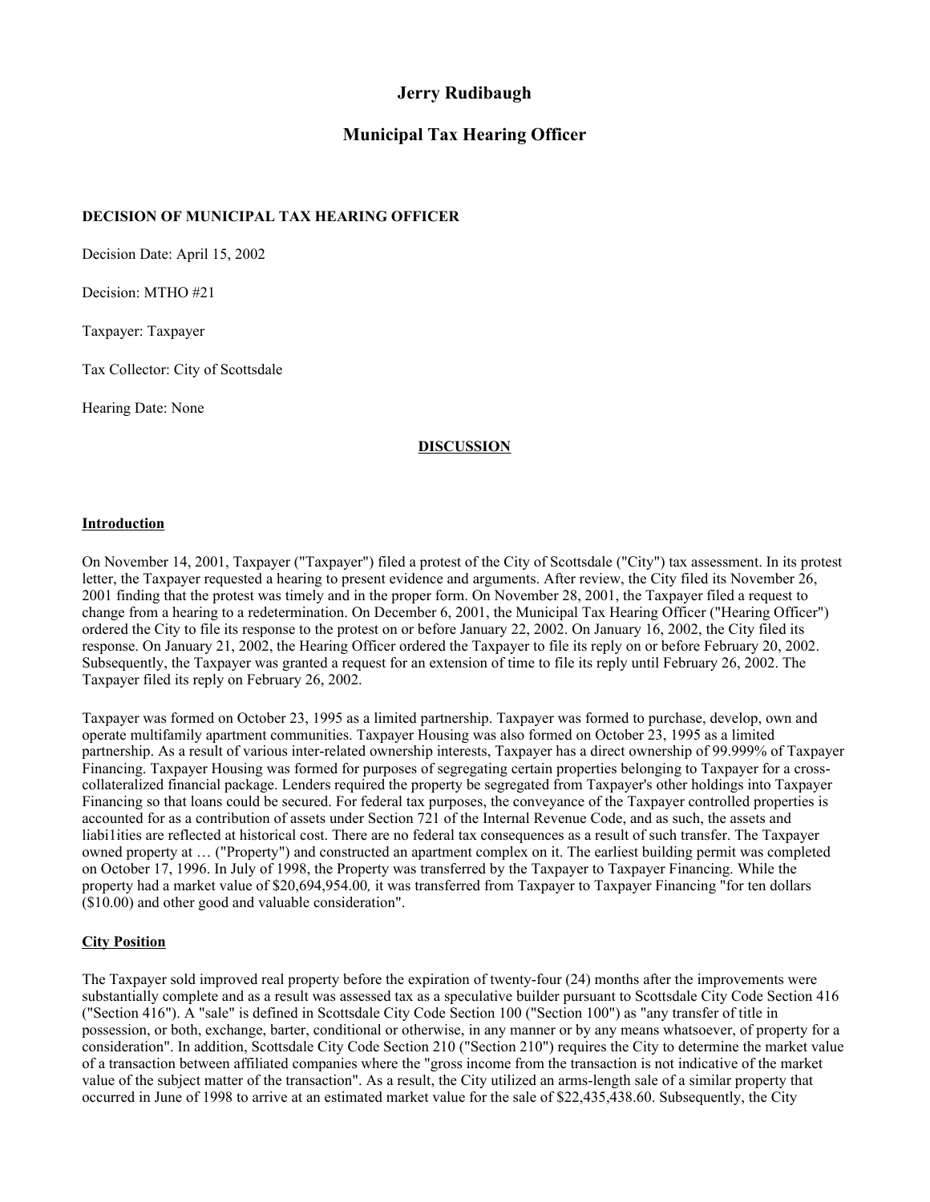# Jerry Rudibaugh

## Municipal Tax Hearing Officer

**DECISION OF MUNICIPAL TAX HEARING OFFICER**

Decision Date: April 15, 2002

Decision: MTHO #21

Taxpayer: Taxpayer

Tax Collector: City of Scottsdale

Hearing Date: None

**DISCUSSION**

**Introduction**

On November 14, 2001, Taxpayer ("Taxpayer") filed a protest of the City of Scottsdale ("City") tax assessment. In its protest letter, the Taxpayer requested a hearing to present evidence and arguments. After review, the City filed its November 26, 2001 finding that the protest was timely and in the proper form. On November 28, 2001, the Taxpayer filed a request to change from a hearing to a redetermination. On December 6, 2001, the Municipal Tax Hearing Officer ("Hearing Officer") ordered the City to file its response to the protest on or before January 22, 2002. On January 16, 2002, the City filed its response. On January 21, 2002, the Hearing Officer ordered the Taxpayer to file its reply on or before February 20, 2002. Subsequently, the Taxpayer was granted a request for an extension of time to file its reply until February 26, 2002. The Taxpayer filed its reply on February 26, 2002.

Taxpayer was formed on October 23, 1995 as a limited partnership. Taxpayer was formed to purchase, develop, own and operate multifamily apartment communities. Taxpayer Housing was also formed on October 23, 1995 as a limited partnership. As a result of various inter-related ownership interests, Taxpayer has a direct ownership of 99.999% of Taxpayer Financing. Taxpayer Housing was formed for purposes of segregating certain properties belonging to Taxpayer for a cross-collateralized financial package. Lenders required the property be segregated from Taxpayer's other holdings into Taxpayer Financing so that loans could be secured. For federal tax purposes, the conveyance of the Taxpayer controlled properties is accounted for as a contribution of assets under Section 721 of the Internal Revenue Code, and as such, the assets and liabi1ities are reflected at historical cost. There are no federal tax consequences as a result of such transfer. The Taxpayer owned property at … ("Property") and constructed an apartment complex on it. The earliest building permit was completed on October 17, 1996. In July of 1998, the Property was transferred by the Taxpayer to Taxpayer Financing. While the property had a market value of $20,694,954.00, it was transferred from Taxpayer to Taxpayer Financing "for ten dollars ($10.00) and other good and valuable consideration".

**City Position**

The Taxpayer sold improved real property before the expiration of twenty-four (24) months after the improvements were substantially complete and as a result was assessed tax as a speculative builder pursuant to Scottsdale City Code Section 416 ("Section 416"). A "sale" is defined in Scottsdale City Code Section 100 ("Section 100") as "any transfer of title in possession, or both, exchange, barter, conditional or otherwise, in any manner or by any means whatsoever, of property for a consideration". In addition, Scottsdale City Code Section 210 ("Section 210") requires the City to determine the market value of a transaction between affiliated companies where the "gross income from the transaction is not indicative of the market value of the subject matter of the transaction". As a result, the City utilized an arms-length sale of a similar property that occurred in June of 1998 to arrive at an estimated market value for the sale of $22,435,438.60. Subsequently, the City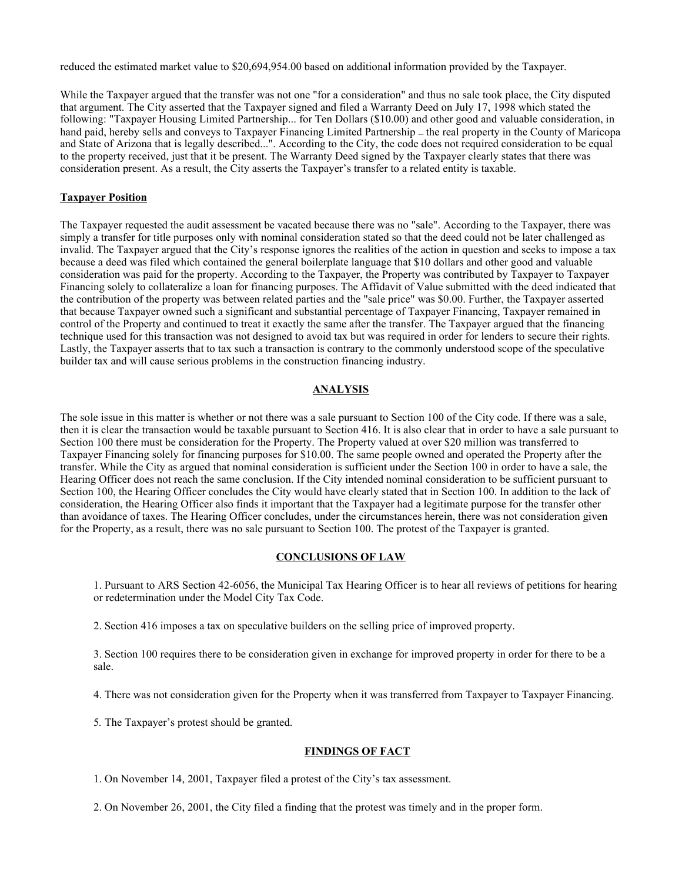reduced the estimated market value to $20,694,954.00 based on additional information provided by the Taxpayer.

While the Taxpayer argued that the transfer was not one "for a consideration" and thus no sale took place, the City disputed that argument. The City asserted that the Taxpayer signed and filed a Warranty Deed on July 17, 1998 which stated the following: "Taxpayer Housing Limited Partnership... for Ten Dollars ($10.00) and other good and valuable consideration, in hand paid, hereby sells and conveys to Taxpayer Financing Limited Partnership ... the real property in the County of Maricopa and State of Arizona that is legally described...". According to the City, the code does not required consideration to be equal to the property received, just that it be present. The Warranty Deed signed by the Taxpayer clearly states that there was consideration present. As a result, the City asserts the Taxpayer's transfer to a related entity is taxable.

**Taxpayer Position**

The Taxpayer requested the audit assessment be vacated because there was no "sale". According to the Taxpayer, there was simply a transfer for title purposes only with nominal consideration stated so that the deed could not be later challenged as invalid. The Taxpayer argued that the City's response ignores the realities of the action in question and seeks to impose a tax because a deed was filed which contained the general boilerplate language that $10 dollars and other good and valuable consideration was paid for the property. According to the Taxpayer, the Property was contributed by Taxpayer to Taxpayer Financing solely to collateralize a loan for financing purposes. The Affidavit of Value submitted with the deed indicated that the contribution of the property was between related parties and the "sale price" was $0.00. Further, the Taxpayer asserted that because Taxpayer owned such a significant and substantial percentage of Taxpayer Financing, Taxpayer remained in control of the Property and continued to treat it exactly the same after the transfer. The Taxpayer argued that the financing technique used for this transaction was not designed to avoid tax but was required in order for lenders to secure their rights. Lastly, the Taxpayer asserts that to tax such a transaction is contrary to the commonly understood scope of the speculative builder tax and will cause serious problems in the construction financing industry.

## ANALYSIS

The sole issue in this matter is whether or not there was a sale pursuant to Section 100 of the City code. If there was a sale, then it is clear the transaction would be taxable pursuant to Section 416. It is also clear that in order to have a sale pursuant to Section 100 there must be consideration for the Property. The Property valued at over $20 million was transferred to Taxpayer Financing solely for financing purposes for $10.00. The same people owned and operated the Property after the transfer. While the City as argued that nominal consideration is sufficient under the Section 100 in order to have a sale, the Hearing Officer does not reach the same conclusion. If the City intended nominal consideration to be sufficient pursuant to Section 100, the Hearing Officer concludes the City would have clearly stated that in Section 100. In addition to the lack of consideration, the Hearing Officer also finds it important that the Taxpayer had a legitimate purpose for the transfer other than avoidance of taxes. The Hearing Officer concludes, under the circumstances herein, there was not consideration given for the Property, as a result, there was no sale pursuant to Section 100. The protest of the Taxpayer is granted.

## CONCLUSIONS OF LAW

1. Pursuant to ARS Section 42-6056, the Municipal Tax Hearing Officer is to hear all reviews of petitions for hearing or redetermination under the Model City Tax Code.

2. Section 416 imposes a tax on speculative builders on the selling price of improved property.

3. Section 100 requires there to be consideration given in exchange for improved property in order for there to be a sale.

4. There was not consideration given for the Property when it was transferred from Taxpayer to Taxpayer Financing.

5. The Taxpayer's protest should be granted.

## FINDINGS OF FACT

1. On November 14, 2001, Taxpayer filed a protest of the City's tax assessment.

2. On November 26, 2001, the City filed a finding that the protest was timely and in the proper form.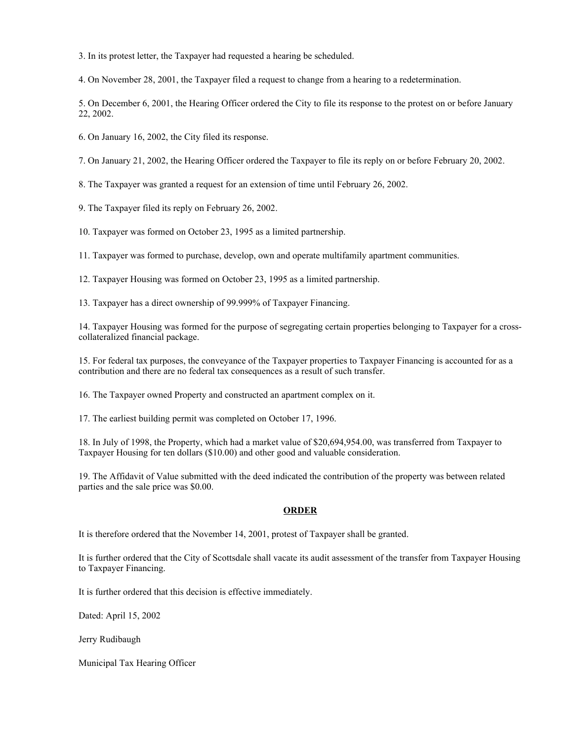3. In its protest letter, the Taxpayer had requested a hearing be scheduled.

4. On November 28, 2001, the Taxpayer filed a request to change from a hearing to a redetermination.

5. On December 6, 2001, the Hearing Officer ordered the City to file its response to the protest on or before January 22, 2002.

6. On January 16, 2002, the City filed its response.

7. On January 21, 2002, the Hearing Officer ordered the Taxpayer to file its reply on or before February 20, 2002.

8. The Taxpayer was granted a request for an extension of time until February 26, 2002.

9. The Taxpayer filed its reply on February 26, 2002.

10. Taxpayer was formed on October 23, 1995 as a limited partnership.

11. Taxpayer was formed to purchase, develop, own and operate multifamily apartment communities.

12. Taxpayer Housing was formed on October 23, 1995 as a limited partnership.

13. Taxpayer has a direct ownership of 99.999% of Taxpayer Financing.

14. Taxpayer Housing was formed for the purpose of segregating certain properties belonging to Taxpayer for a cross-collateralized financial package.

15. For federal tax purposes, the conveyance of the Taxpayer properties to Taxpayer Financing is accounted for as a contribution and there are no federal tax consequences as a result of such transfer.

16. The Taxpayer owned Property and constructed an apartment complex on it.

17. The earliest building permit was completed on October 17, 1996.

18. In July of 1998, the Property, which had a market value of $20,694,954.00, was transferred from Taxpayer to Taxpayer Housing for ten dollars ($10.00) and other good and valuable consideration.

19. The Affidavit of Value submitted with the deed indicated the contribution of the property was between related parties and the sale price was $0.00.

## ORDER

It is therefore ordered that the November 14, 2001, protest of Taxpayer shall be granted.

It is further ordered that the City of Scottsdale shall vacate its audit assessment of the transfer from Taxpayer Housing to Taxpayer Financing.

It is further ordered that this decision is effective immediately.

Dated: April 15, 2002

Jerry Rudibaugh

Municipal Tax Hearing Officer